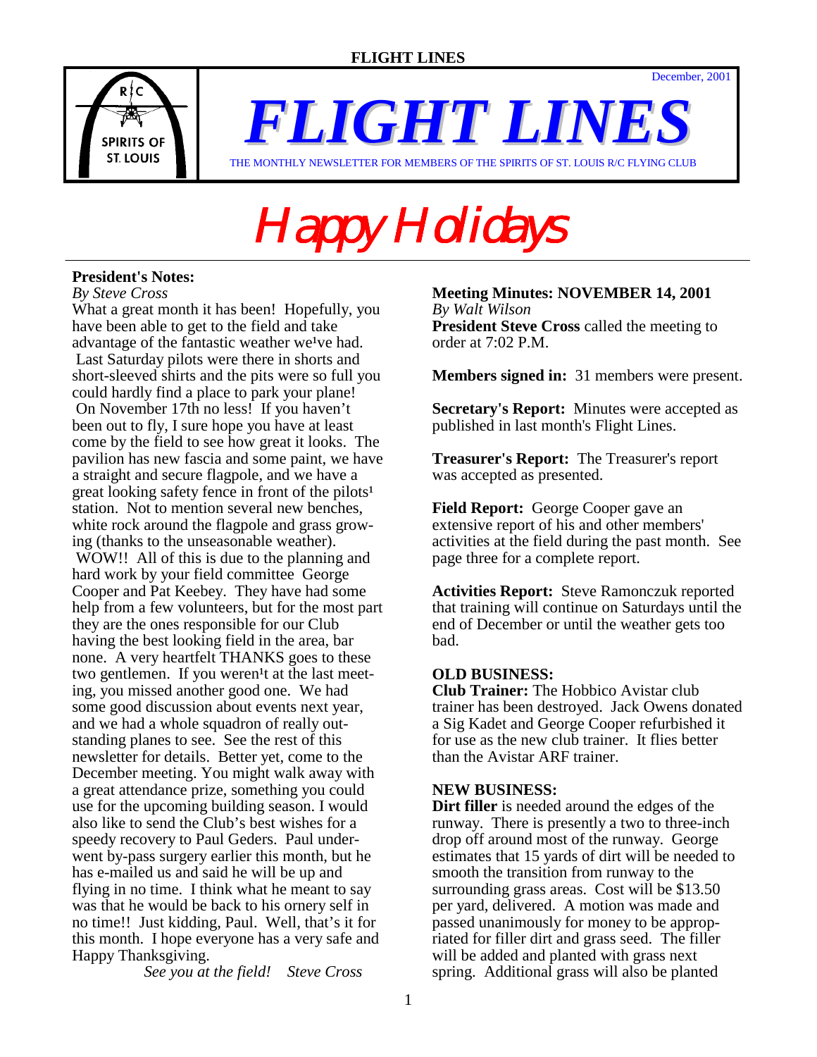December, 2001

# FLIGHT LINES

THE MONTHLY NEWSLETTER FOR MEMBERS OF THE SPIRITS OF ST. LOUIS R/C FLYING CLUB

# Happy Holidays

## President's Notes:

*By Steve Cross*

What a great month it has been! Hopefully, you have been able to get to the field and take advantage of the fantastic weather we¹ve had. Last Saturday pilots were there in shorts and short-sleeved shirts and the pits were so full you could hardly find a place to park your plane! On November 17th no less! If you haven't been out to fly, I sure hope you have at least come by the field to see how great it looks. The pavilion has new fascia and some paint, we have a straight and secure flagpole, and we have a great looking safety fence in front of the pilots¹ station. Not to mention several new benches, white rock around the flagpole and grass growing (thanks to the unseasonable weather). WOW!! All of this is due to the planning and hard work by your field committee George Cooper and Pat Keebey. They have had some help from a few volunteers, but for the most part they are the ones responsible for our Club having the best looking field in the area, bar none. A very heartfelt THANKS goes to these two gentlemen. If you weren¹t at the last meeting, you missed another good one. We had some good discussion about events next year, and we had a whole squadron of really outstanding planes to see. See the rest of this newsletter for details. Better yet, come to the December meeting. You might walk away with a great attendance prize, something you could use for the upcoming building season. I would also like to send the Club's best wishes for a speedy recovery to Paul Geders. Paul underwent by-pass surgery earlier this month, but he has e-mailed us and said he will be up and flying in no time. I think what he meant to say was that he would be back to his ornery self in no time!! Just kidding, Paul. Well, that's it for this month. I hope everyone has a very safe and Happy Thanksgiving.

*See you at the field! Steve Cross*

## Meeting Minutes: NOVEMBER 14, 2001

*By Walt Wilson*

**President Steve Cross** called the meeting to order at 7:02 P.M.

**Members signed in:** 31 members were present.

**Secretary's Report:** Minutes were accepted as published in last month's Flight Lines.

**Treasurer's Report:** The Treasurer's report was accepted as presented.

**Field Report:** George Cooper gave an extensive report of his and other members' activities at the field during the past month. See page three for a complete report.

**Activities Report:** Steve Ramonczuk reported that training will continue on Saturdays until the end of December or until the weather gets too bad.

### OLD BUSINESS:

**Club Trainer:** The Hobbico Avistar club trainer has been destroyed. Jack Owens donated a Sig Kadet and George Cooper refurbished it for use as the new club trainer. It flies better than the Avistar ARF trainer.

### NEW BUSINESS:

**Dirt filler** is needed around the edges of the runway. There is presently a two to three-inch drop off around most of the runway. George estimates that 15 yards of dirt will be needed to smooth the transition from runway to the surrounding grass areas. Cost will be $13.50 per yard, delivered. A motion was made and passed unanimously for money to be appropriated for filler dirt and grass seed. The filler will be added and planted with grass next spring. Additional grass will also be planted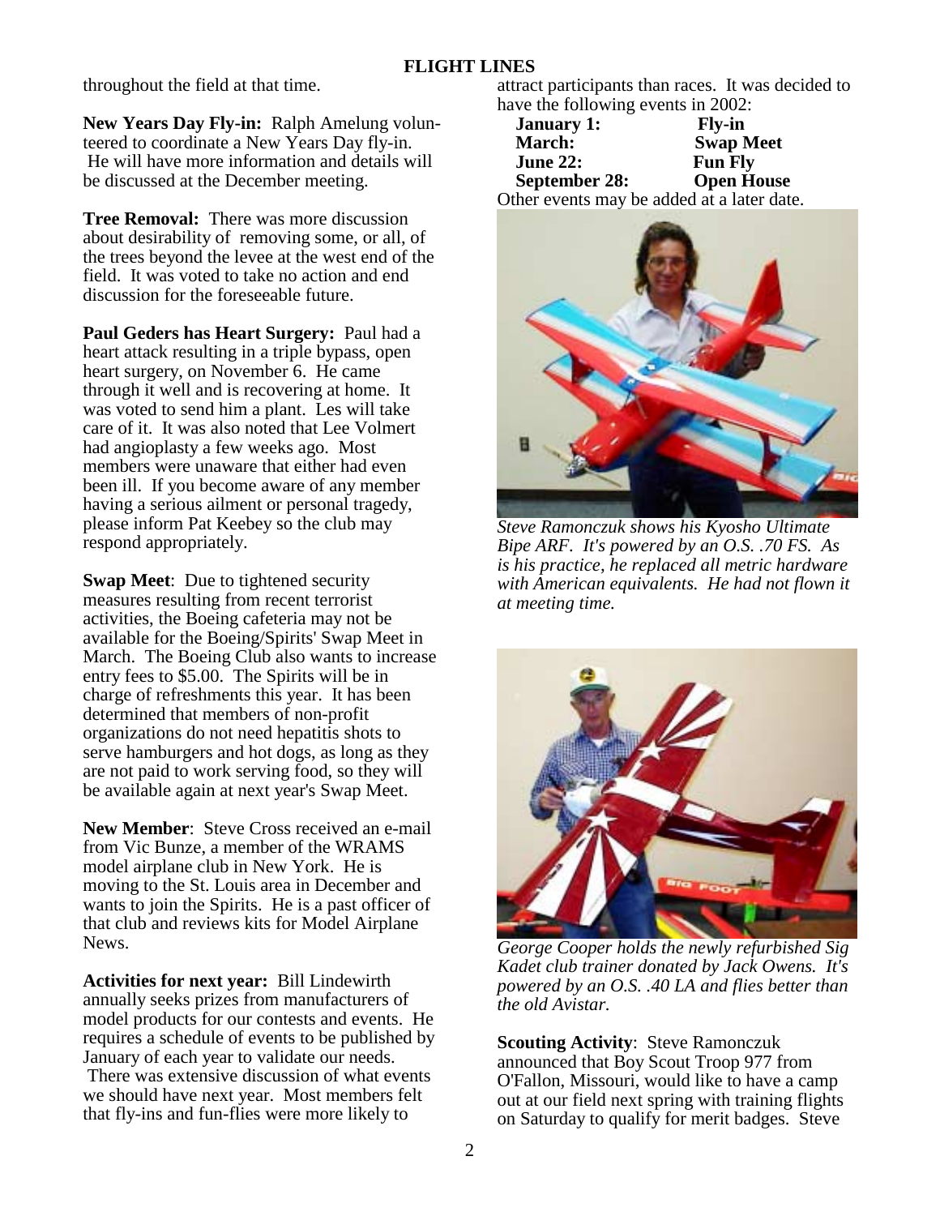throughout the field at that time.

**New Years Day Fly-in:** Ralph Amelung volunteered to coordinate a New Years Day fly-in. He will have more information and details will be discussed at the December meeting.

**Tree Removal:** There was more discussion about desirability of removing some, or all, of the trees beyond the levee at the west end of the field. It was voted to take no action and end discussion for the foreseeable future.

**Paul Geders has Heart Surgery:** Paul had a heart attack resulting in a triple bypass, open heart surgery, on November 6. He came through it well and is recovering at home. It was voted to send him a plant. Les will take care of it. It was also noted that Lee Volmert had angioplasty a few weeks ago. Most members were unaware that either had even been ill. If you become aware of any member having a serious ailment or personal tragedy, please inform Pat Keebey so the club may respond appropriately.

**Swap Meet**: Due to tightened security measures resulting from recent terrorist activities, the Boeing cafeteria may not be available for the Boeing/Spirits' Swap Meet in March. The Boeing Club also wants to increase entry fees to $5.00. The Spirits will be in charge of refreshments this year. It has been determined that members of non-profit organizations do not need hepatitis shots to serve hamburgers and hot dogs, as long as they are not paid to work serving food, so they will be available again at next year's Swap Meet.

**New Member**: Steve Cross received an e-mail from Vic Bunze, a member of the WRAMS model airplane club in New York. He is moving to the St. Louis area in December and wants to join the Spirits. He is a past officer of that club and reviews kits for Model Airplane News.

**Activities for next year:** Bill Lindewirth annually seeks prizes from manufacturers of model products for our contests and events. He requires a schedule of events to be published by January of each year to validate our needs. There was extensive discussion of what events we should have next year. Most members felt that fly-ins and fun-flies were more likely to attract participants than races. It was decided to have the following events in 2002:

| | |
|---|---|
| **January 1:** | **Fly-in** |
| **March:** | **Swap Meet** |
| **June 22:** | **Fun Fly** |
| **September 28:** | **Open House** |

Other events may be added at a later date.

*Steve Ramonczuk shows his Kyosho Ultimate Bipe ARF. It's powered by an O.S. .70 FS. As is his practice, he replaced all metric hardware with American equivalents. He had not flown it at meeting time.*

*George Cooper holds the newly refurbished Sig Kadet club trainer donated by Jack Owens. It's powered by an O.S. .40 LA and flies better than the old Avistar.*

**Scouting Activity**: Steve Ramonczuk announced that Boy Scout Troop 977 from O'Fallon, Missouri, would like to have a camp out at our field next spring with training flights on Saturday to qualify for merit badges. Steve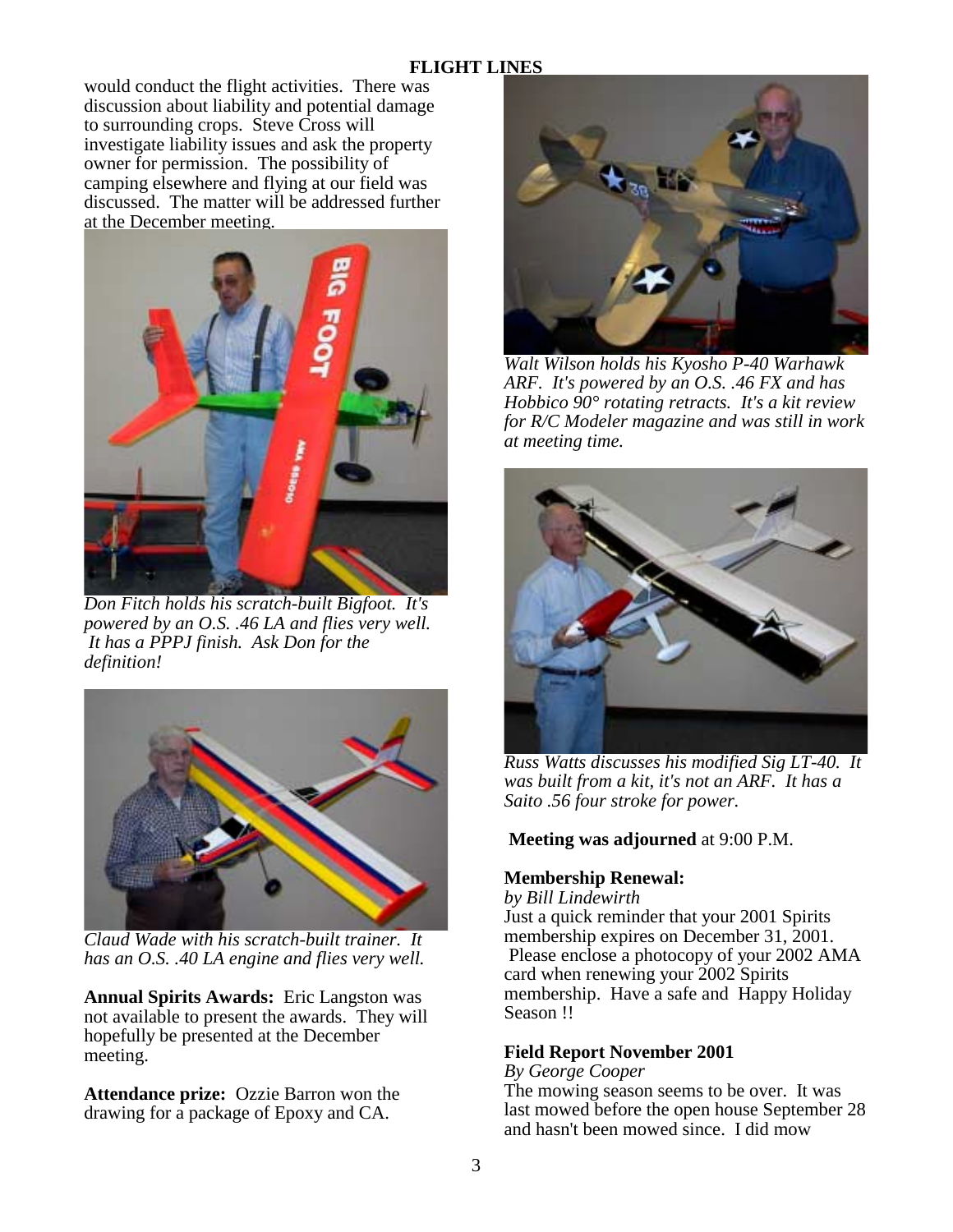would conduct the flight activities. There was discussion about liability and potential damage to surrounding crops. Steve Cross will investigate liability issues and ask the property owner for permission. The possibility of camping elsewhere and flying at our field was discussed. The matter will be addressed further at the December meeting.

*Don Fitch holds his scratch-built Bigfoot. It's powered by an O.S. .46 LA and flies very well. It has a PPPJ finish. Ask Don for the definition!*

*Claud Wade with his scratch-built trainer. It has an O.S. .40 LA engine and flies very well.*

**Annual Spirits Awards:** Eric Langston was not available to present the awards. They will hopefully be presented at the December meeting.

**Attendance prize:** Ozzie Barron won the drawing for a package of Epoxy and CA.

*Walt Wilson holds his Kyosho P-40 Warhawk ARF. It's powered by an O.S. .46 FX and has Hobbico 90° rotating retracts. It's a kit review for R/C Modeler magazine and was still in work at meeting time.*

*Russ Watts discusses his modified Sig LT-40. It was built from a kit, it's not an ARF. It has a Saito .56 four stroke for power.*

**Meeting was adjourned** at 9:00 P.M.

### Membership Renewal:

*by Bill Lindewirth*

Just a quick reminder that your 2001 Spirits membership expires on December 31, 2001. Please enclose a photocopy of your 2002 AMA card when renewing your 2002 Spirits membership. Have a safe and Happy Holiday Season !!

### Field Report November 2001

*By George Cooper*

The mowing season seems to be over. It was last mowed before the open house September 28 and hasn't been mowed since. I did mow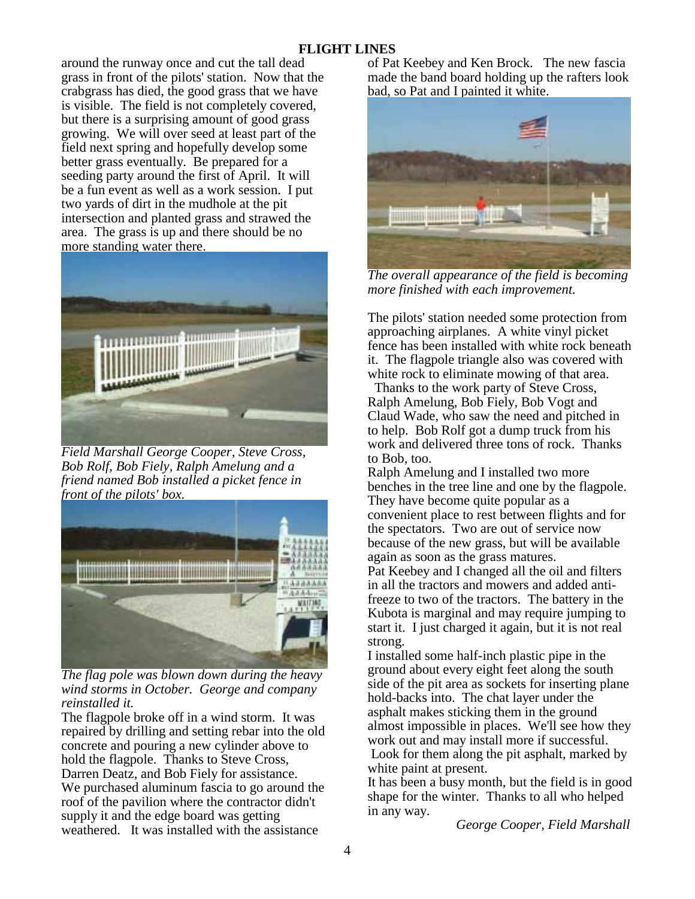around the runway once and cut the tall dead grass in front of the pilots' station. Now that the crabgrass has died, the good grass that we have is visible. The field is not completely covered, but there is a surprising amount of good grass growing. We will over seed at least part of the field next spring and hopefully develop some better grass eventually. Be prepared for a seeding party around the first of April. It will be a fun event as well as a work session. I put two yards of dirt in the mudhole at the pit intersection and planted grass and strawed the area. The grass is up and there should be no more standing water there.

*Field Marshall George Cooper, Steve Cross, Bob Rolf, Bob Fiely, Ralph Amelung and a friend named Bob installed a picket fence in front of the pilots' box.*

*The flag pole was blown down during the heavy wind storms in October. George and company reinstalled it.*

The flagpole broke off in a wind storm. It was repaired by drilling and setting rebar into the old concrete and pouring a new cylinder above to hold the flagpole. Thanks to Steve Cross, Darren Deatz, and Bob Fiely for assistance.

We purchased aluminum fascia to go around the roof of the pavilion where the contractor didn't supply it and the edge board was getting weathered. It was installed with the assistance of Pat Keebey and Ken Brock. The new fascia made the band board holding up the rafters look bad, so Pat and I painted it white.

*The overall appearance of the field is becoming more finished with each improvement.*

The pilots' station needed some protection from approaching airplanes. A white vinyl picket fence has been installed with white rock beneath it. The flagpole triangle also was covered with white rock to eliminate mowing of that area.

Thanks to the work party of Steve Cross, Ralph Amelung, Bob Fiely, Bob Vogt and Claud Wade, who saw the need and pitched in to help. Bob Rolf got a dump truck from his work and delivered three tons of rock. Thanks to Bob, too.

Ralph Amelung and I installed two more benches in the tree line and one by the flagpole. They have become quite popular as a convenient place to rest between flights and for the spectators. Two are out of service now because of the new grass, but will be available again as soon as the grass matures.

Pat Keebey and I changed all the oil and filters in all the tractors and mowers and added anti-freeze to two of the tractors. The battery in the Kubota is marginal and may require jumping to start it. I just charged it again, but it is not real strong.

I installed some half-inch plastic pipe in the ground about every eight feet along the south side of the pit area as sockets for inserting plane hold-backs into. The chat layer under the asphalt makes sticking them in the ground almost impossible in places. We'll see how they work out and may install more if successful.

Look for them along the pit asphalt, marked by white paint at present.

It has been a busy month, but the field is in good shape for the winter. Thanks to all who helped in any way.

*George Cooper, Field Marshall*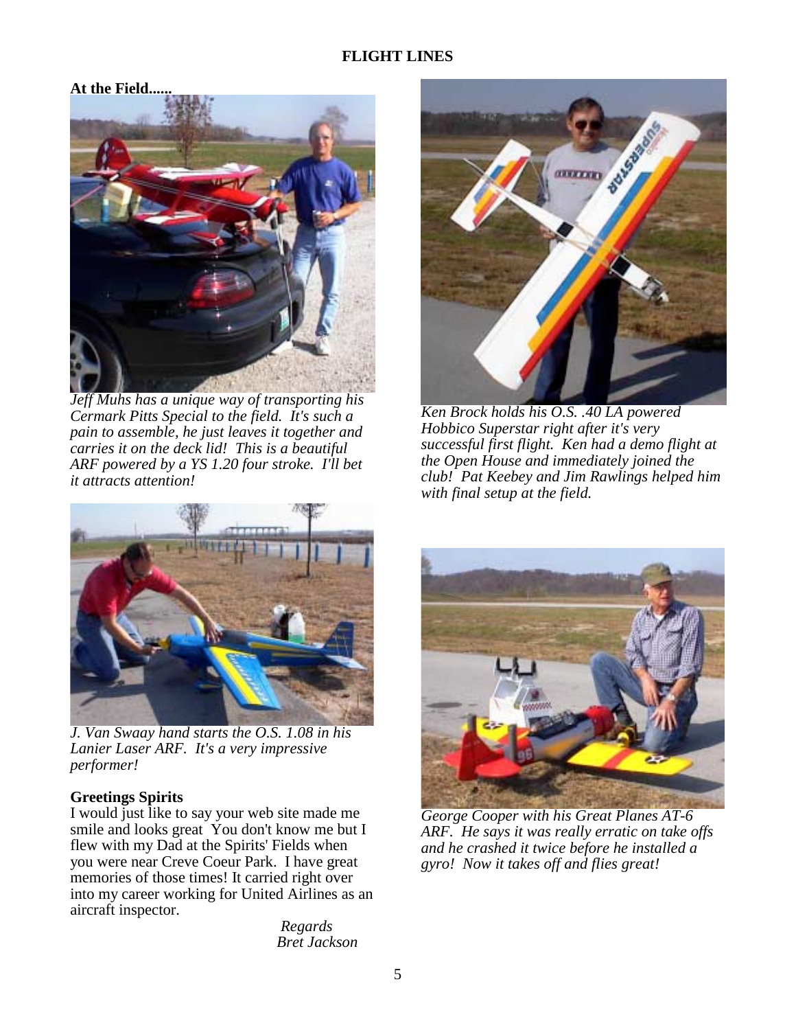# FLIGHT LINES

**At the Field......**

*Jeff Muhs has a unique way of transporting his Cermark Pitts Special to the field. It's such a pain to assemble, he just leaves it together and carries it on the deck lid! This is a beautiful ARF powered by a YS 1.20 four stroke. I'll bet it attracts attention!*

*Ken Brock holds his O.S. .40 LA powered Hobbico Superstar right after it's very successful first flight. Ken had a demo flight at the Open House and immediately joined the club! Pat Keebey and Jim Rawlings helped him with final setup at the field.*

*J. Van Swaay hand starts the O.S. 1.08 in his Lanier Laser ARF. It's a very impressive performer!*

*George Cooper with his Great Planes AT-6 ARF. He says it was really erratic on take offs and he crashed it twice before he installed a gyro! Now it takes off and flies great!*

**Greetings Spirits**

I would just like to say your web site made me smile and looks great You don't know me but I flew with my Dad at the Spirits' Fields when you were near Creve Coeur Park. I have great memories of those times! It carried right over into my career working for United Airlines as an aircraft inspector.

*Regards*
*Bret Jackson*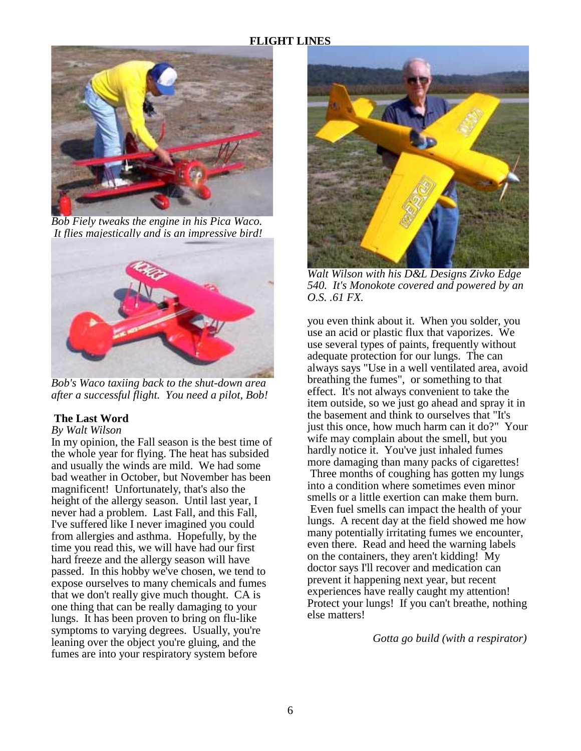*Bob Fiely tweaks the engine in his Pica Waco. It flies majestically and is an impressive bird!*

*Bob's Waco taxiing back to the shut-down area after a successful flight. You need a pilot, Bob!*

*Walt Wilson with his D&L Designs Zivko Edge 540. It's Monokote covered and powered by an O.S. .61 FX.*

## The Last Word

*By Walt Wilson*

In my opinion, the Fall season is the best time of the whole year for flying. The heat has subsided and usually the winds are mild. We had some bad weather in October, but November has been magnificent! Unfortunately, that's also the height of the allergy season. Until last year, I never had a problem. Last Fall, and this Fall, I've suffered like I never imagined you could from allergies and asthma. Hopefully, by the time you read this, we will have had our first hard freeze and the allergy season will have passed. In this hobby we've chosen, we tend to expose ourselves to many chemicals and fumes that we don't really give much thought. CA is one thing that can be really damaging to your lungs. It has been proven to bring on flu-like symptoms to varying degrees. Usually, you're leaning over the object you're gluing, and the fumes are into your respiratory system before you even think about it. When you solder, you use an acid or plastic flux that vaporizes. We use several types of paints, frequently without adequate protection for our lungs. The can always says "Use in a well ventilated area, avoid breathing the fumes", or something to that effect. It's not always convenient to take the item outside, so we just go ahead and spray it in the basement and think to ourselves that "It's just this once, how much harm can it do?" Your wife may complain about the smell, but you hardly notice it. You've just inhaled fumes more damaging than many packs of cigarettes! Three months of coughing has gotten my lungs into a condition where sometimes even minor smells or a little exertion can make them burn. Even fuel smells can impact the health of your lungs. A recent day at the field showed me how many potentially irritating fumes we encounter, even there. Read and heed the warning labels on the containers, they aren't kidding! My doctor says I'll recover and medication can prevent it happening next year, but recent experiences have really caught my attention! Protect your lungs! If you can't breathe, nothing else matters!

*Gotta go build (with a respirator)*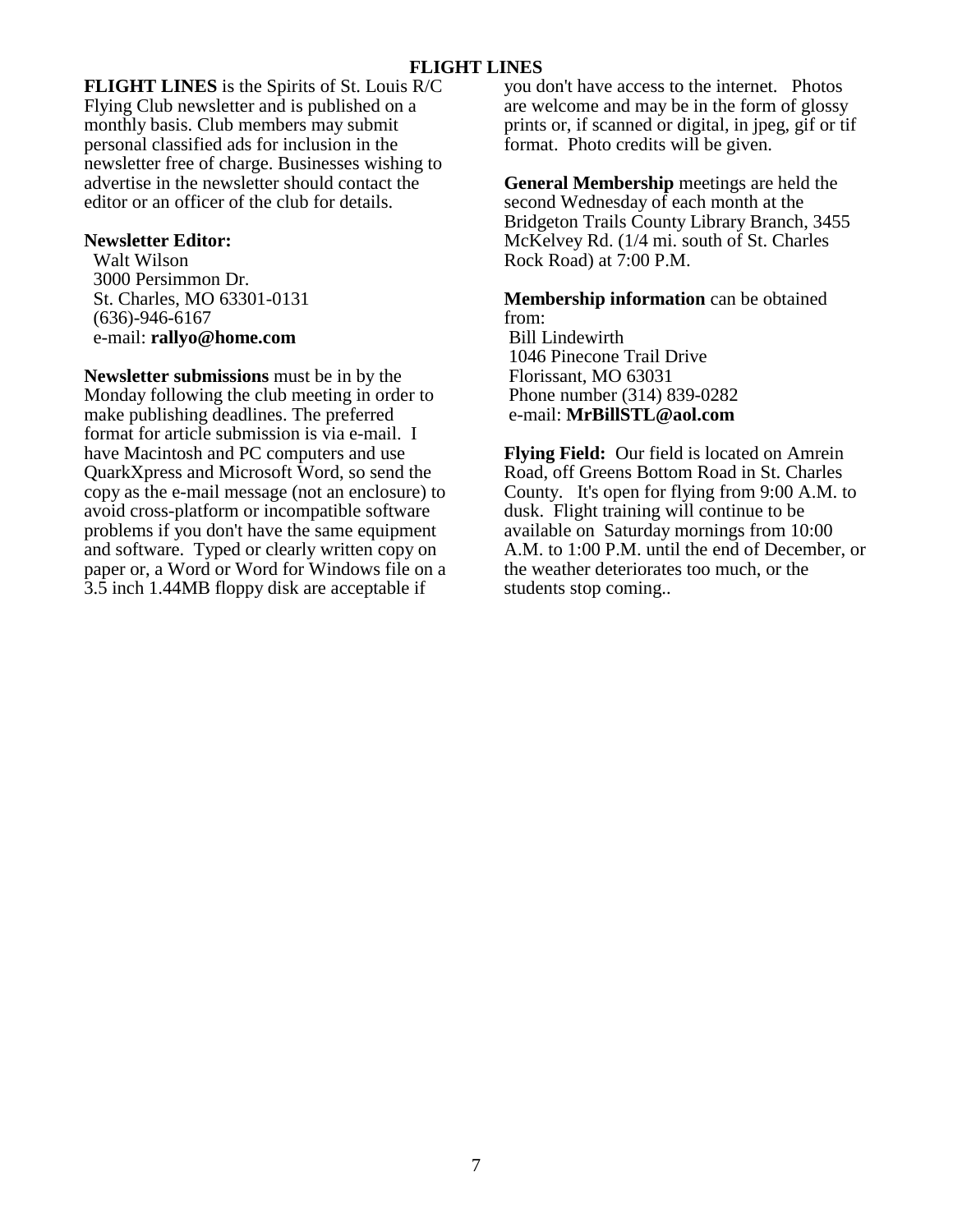## FLIGHT LINES

**FLIGHT LINES** is the Spirits of St. Louis R/C Flying Club newsletter and is published on a monthly basis. Club members may submit personal classified ads for inclusion in the newsletter free of charge. Businesses wishing to advertise in the newsletter should contact the editor or an officer of the club for details.

**Newsletter Editor:**
Walt Wilson
3000 Persimmon Dr.
St. Charles, MO 63301-0131
(636)-946-6167
e-mail: **rallyo@home.com**

**Newsletter submissions** must be in by the Monday following the club meeting in order to make publishing deadlines. The preferred format for article submission is via e-mail. I have Macintosh and PC computers and use QuarkXpress and Microsoft Word, so send the copy as the e-mail message (not an enclosure) to avoid cross-platform or incompatible software problems if you don't have the same equipment and software. Typed or clearly written copy on paper or, a Word or Word for Windows file on a 3.5 inch 1.44MB floppy disk are acceptable if you don't have access to the internet. Photos are welcome and may be in the form of glossy prints or, if scanned or digital, in jpeg, gif or tif format. Photo credits will be given.

**General Membership** meetings are held the second Wednesday of each month at the Bridgeton Trails County Library Branch, 3455 McKelvey Rd. (1/4 mi. south of St. Charles Rock Road) at 7:00 P.M.

**Membership information** can be obtained from:
Bill Lindewirth
1046 Pinecone Trail Drive
Florissant, MO 63031
Phone number (314) 839-0282
e-mail: **MrBillSTL@aol.com**

**Flying Field:** Our field is located on Amrein Road, off Greens Bottom Road in St. Charles County. It's open for flying from 9:00 A.M. to dusk. Flight training will continue to be available on Saturday mornings from 10:00 A.M. to 1:00 P.M. until the end of December, or the weather deteriorates too much, or the students stop coming..